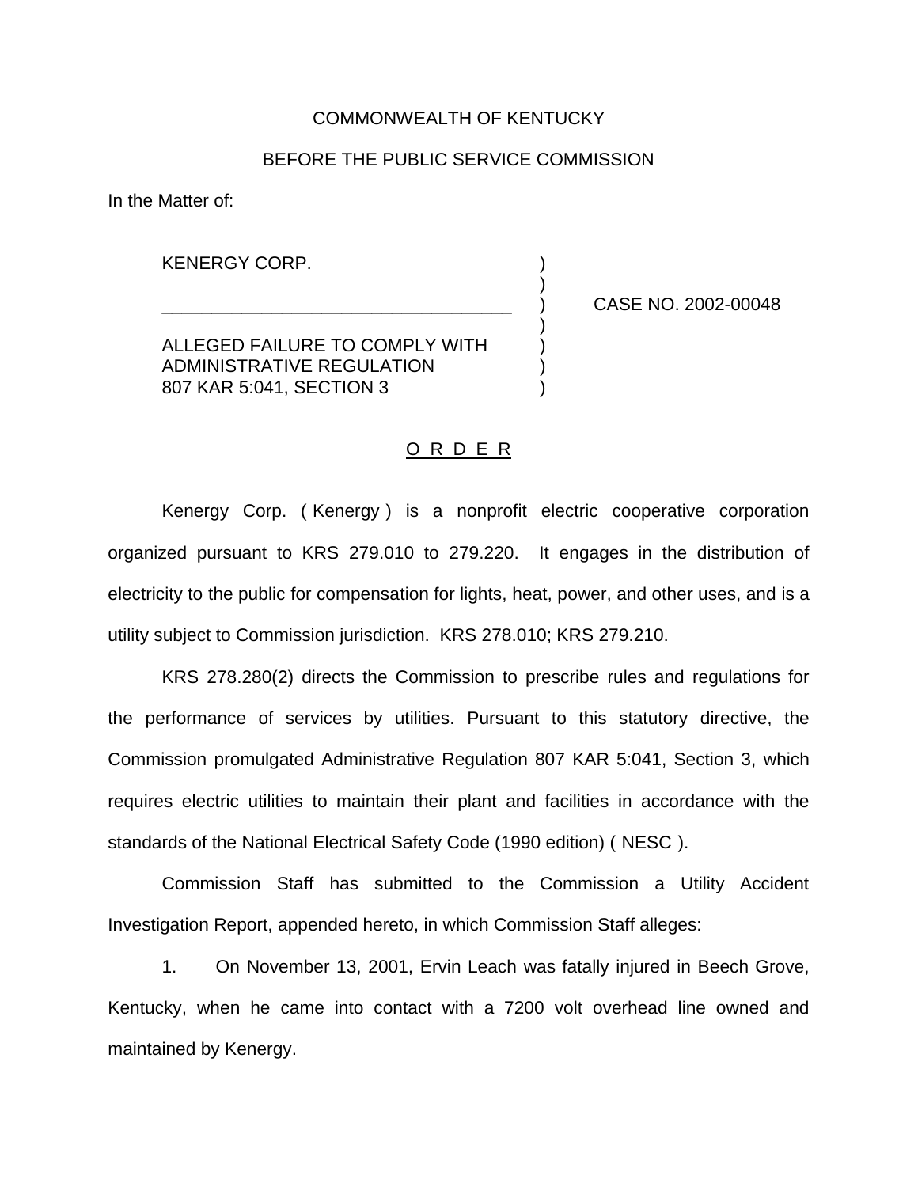COMMONWEALTH OF KENTUCKY

BEFORE THE PUBLIC SERVICE COMMISSION

In the Matter of:

| | | |
|---|---|---|
| KENERGY CORP.<br>___________________________________<br>ALLEGED FAILURE TO COMPLY WITH ADMINISTRATIVE REGULATION 807 KAR 5:041, SECTION 3 | )<br>)<br>)<br>)<br>)<br>)<br>) | CASE NO. 2002-00048 |

## O R D E R

Kenergy Corp. ( Kenergy ) is a nonprofit electric cooperative corporation organized pursuant to KRS 279.010 to 279.220. It engages in the distribution of electricity to the public for compensation for lights, heat, power, and other uses, and is a utility subject to Commission jurisdiction. KRS 278.010; KRS 279.210.

KRS 278.280(2) directs the Commission to prescribe rules and regulations for the performance of services by utilities. Pursuant to this statutory directive, the Commission promulgated Administrative Regulation 807 KAR 5:041, Section 3, which requires electric utilities to maintain their plant and facilities in accordance with the standards of the National Electrical Safety Code (1990 edition) ( NESC ).

Commission Staff has submitted to the Commission a Utility Accident Investigation Report, appended hereto, in which Commission Staff alleges:

1. On November 13, 2001, Ervin Leach was fatally injured in Beech Grove, Kentucky, when he came into contact with a 7200 volt overhead line owned and maintained by Kenergy.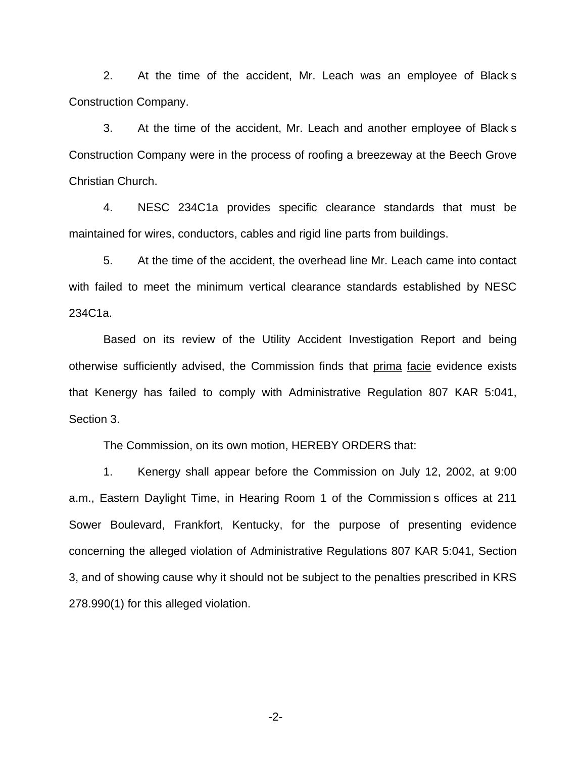2. At the time of the accident, Mr. Leach was an employee of Black s Construction Company.

3. At the time of the accident, Mr. Leach and another employee of Black s Construction Company were in the process of roofing a breezeway at the Beech Grove Christian Church.

4. NESC 234C1a provides specific clearance standards that must be maintained for wires, conductors, cables and rigid line parts from buildings.

5. At the time of the accident, the overhead line Mr. Leach came into contact with failed to meet the minimum vertical clearance standards established by NESC 234C1a.

Based on its review of the Utility Accident Investigation Report and being otherwise sufficiently advised, the Commission finds that prima facie evidence exists that Kenergy has failed to comply with Administrative Regulation 807 KAR 5:041, Section 3.

The Commission, on its own motion, HEREBY ORDERS that:

1. Kenergy shall appear before the Commission on July 12, 2002, at 9:00 a.m., Eastern Daylight Time, in Hearing Room 1 of the Commission s offices at 211 Sower Boulevard, Frankfort, Kentucky, for the purpose of presenting evidence concerning the alleged violation of Administrative Regulations 807 KAR 5:041, Section 3, and of showing cause why it should not be subject to the penalties prescribed in KRS 278.990(1) for this alleged violation.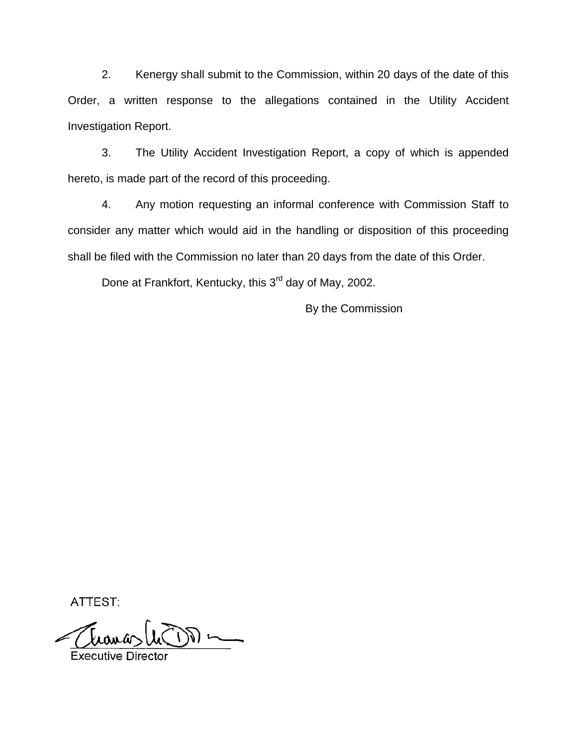2. Kenergy shall submit to the Commission, within 20 days of the date of this Order, a written response to the allegations contained in the Utility Accident Investigation Report.

3. The Utility Accident Investigation Report, a copy of which is appended hereto, is made part of the record of this proceeding.

4. Any motion requesting an informal conference with Commission Staff to consider any matter which would aid in the handling or disposition of this proceeding shall be filed with the Commission no later than 20 days from the date of this Order.

Done at Frankfort, Kentucky, this 3rd day of May, 2002.

By the Commission

ATTEST:

Executive Director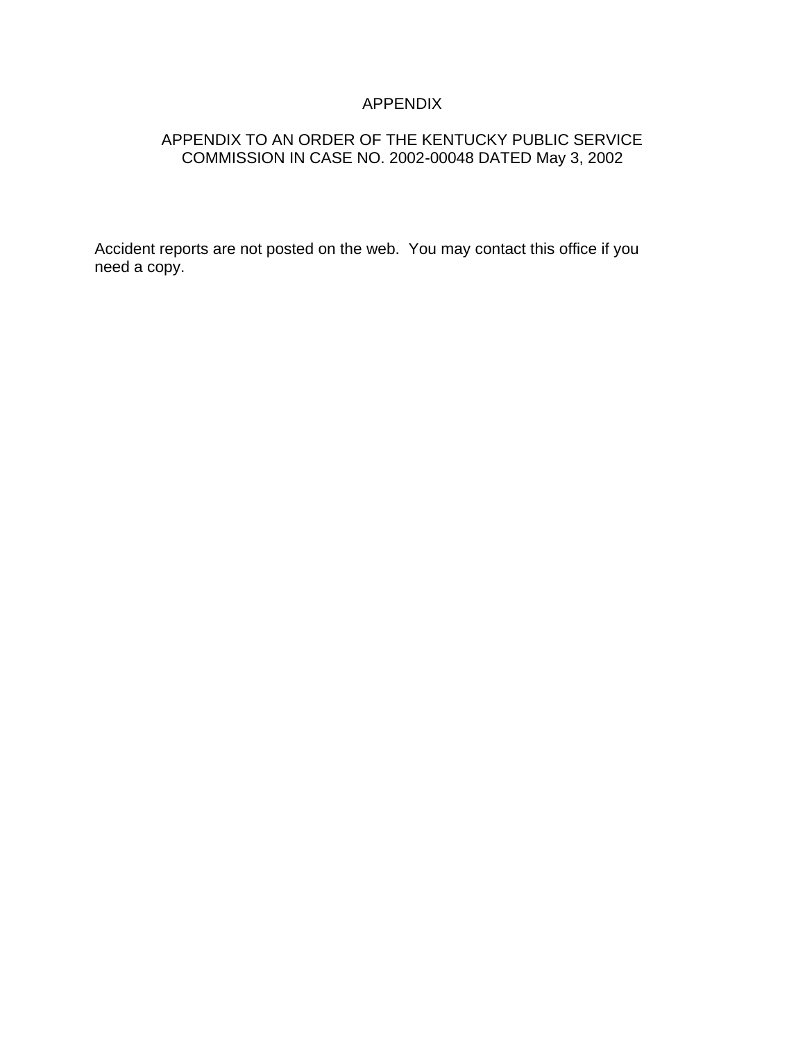# APPENDIX

## APPENDIX TO AN ORDER OF THE KENTUCKY PUBLIC SERVICE COMMISSION IN CASE NO. 2002-00048 DATED May 3, 2002

Accident reports are not posted on the web. You may contact this office if you need a copy.